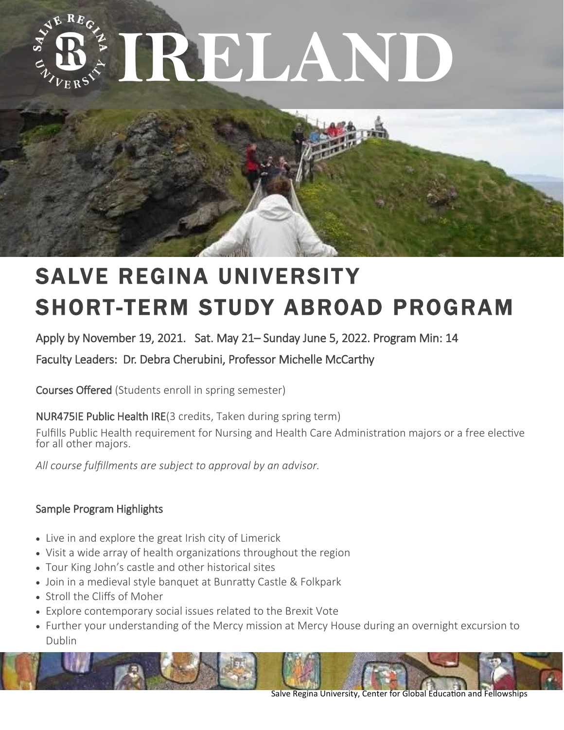# IRELAND

## SALVE REGINA UNIVERSITY SHORT-TERM STUDY ABROAD PROGRAM

Apply by November 19, 2021. Sat. May 21– Sunday June 5, 2022. Program Min: 14

Faculty Leaders: Dr. Debra Cherubini, Professor Michelle McCarthy

**Courses Offered** (Students enroll in spring semester)

**NUR475IE Public Health IRE**(3 credits, Taken during spring term)

Fulfills Public Health requirement for Nursing and Health Care Administration majors or a free elective for all other majors.

*All course fulfillments are subject to approval by an advisor.*

### Sample Program Highlights

- Live in and explore the great Irish city of Limerick
- Visit a wide array of health organizations throughout the region
- Tour King John's castle and other historical sites
- Join in a medieval style banquet at Bunratty Castle & Folkpark
- Stroll the Cliffs of Moher
- Explore contemporary social issues related to the Brexit Vote
- Further your understanding of the Mercy mission at Mercy House during an overnight excursion to Dublin

Salve Regina University, Center for Global Education and Fellowships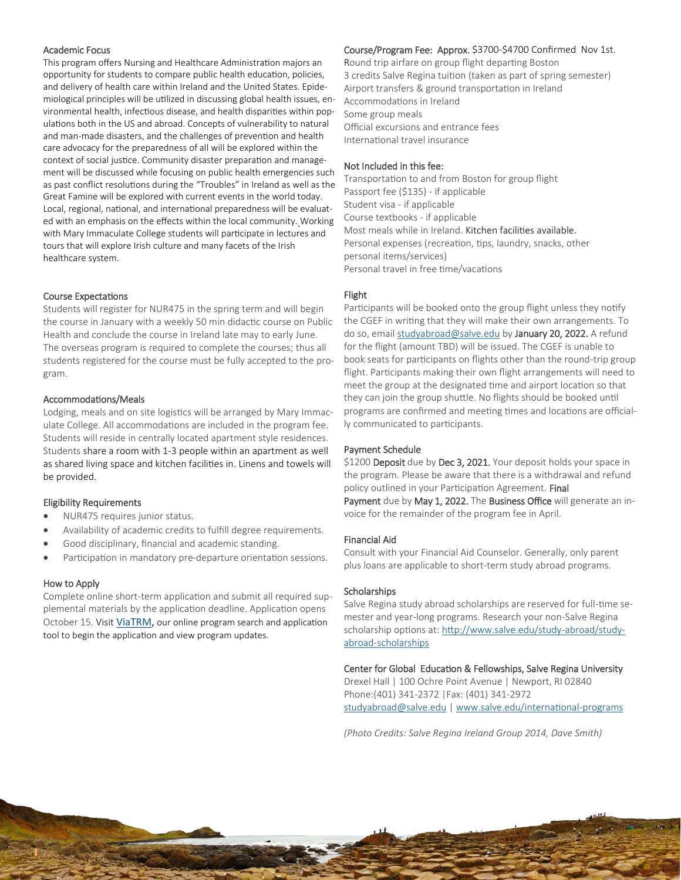## Academic Focus

This program offers Nursing and Healthcare Administration majors an opportunity for students to compare public health education, policies, and delivery of health care within Ireland and the United States. Epidemiological principles will be utilized in discussing global health issues, environmental health, infectious disease, and health disparities within populations both in the US and abroad. Concepts of vulnerability to natural and man-made disasters, and the challenges of prevention and health care advocacy for the preparedness of all will be explored within the context of social justice. Community disaster preparation and management will be discussed while focusing on public health emergencies such as past conflict resolutions during the "Troubles" in Ireland as well as the Great Famine will be explored with current events in the world today. Local, regional, national, and international preparedness will be evaluated with an emphasis on the effects within the local community. Working with Mary Immaculate College students will participate in lectures and tours that will explore Irish culture and many facets of the Irish healthcare system.

## Course Expectations

Students will register for NUR475 in the spring term and will begin the course in January with a weekly 50 min didactic course on Public Health and conclude the course in Ireland late may to early June. The overseas program is required to complete the courses; thus all students registered for the course must be fully accepted to the program.

## Accommodations/Meals

Lodging, meals and on site logistics will be arranged by Mary Immaculate College. All accommodations are included in the program fee. Students will reside in centrally located apartment style residences. Students share a room with 1-3 people within an apartment as well as shared living space and kitchen facilities in. Linens and towels will be provided.

## Eligibility Requirements

- NUR475 requires junior status.
- Availability of academic credits to fulfill degree requirements.
- Good disciplinary, financial and academic standing.
- Participation in mandatory pre-departure orientation sessions.

## How to Apply

Complete online short-term application and submit all required supplemental materials by the application deadline. Application opens October 15. Visit ViaTRM, our online program search and application tool to begin the application and view program updates.

## Course/Program Fee: Approx. $3700-$4700 Confirmed Nov 1st.

Round trip airfare on group flight departing Boston
3 credits Salve Regina tuition (taken as part of spring semester)
Airport transfers & ground transportation in Ireland
Accommodations in Ireland
Some group meals
Official excursions and entrance fees
International travel insurance

## Not Included in this fee:

Transportation to and from Boston for group flight
Passport fee ($135) - if applicable
Student visa - if applicable
Course textbooks - if applicable
Most meals while in Ireland. Kitchen facilities available.
Personal expenses (recreation, tips, laundry, snacks, other personal items/services)
Personal travel in free time/vacations

## Flight

Participants will be booked onto the group flight unless they notify the CGEF in writing that they will make their own arrangements. To do so, email studyabroad@salve.edu by **January 20, 2022.** A refund for the flight (amount TBD) will be issued. The CGEF is unable to book seats for participants on flights other than the round-trip group flight. Participants making their own flight arrangements will need to meet the group at the designated time and airport location so that they can join the group shuttle. No flights should be booked until programs are confirmed and meeting times and locations are officially communicated to participants.

## Payment Schedule

$1200 **Deposit** due by **Dec 3, 2021.** Your deposit holds your space in the program. Please be aware that there is a withdrawal and refund policy outlined in your Participation Agreement. **Final Payment** due by **May 1, 2022.** The **Business Office** will generate an invoice for the remainder of the program fee in April.

## Financial Aid

Consult with your Financial Aid Counselor. Generally, only parent plus loans are applicable to short-term study abroad programs.

## Scholarships

Salve Regina study abroad scholarships are reserved for full-time semester and year-long programs. Research your non-Salve Regina scholarship options at: http://www.salve.edu/study-abroad/study-abroad-scholarships

## Center for Global Education & Fellowships, Salve Regina University

Drexel Hall | 100 Ochre Point Avenue | Newport, RI 02840
Phone:(401) 341-2372 |Fax: (401) 341-2972
studyabroad@salve.edu | www.salve.edu/international-programs

*(Photo Credits: Salve Regina Ireland Group 2014, Dave Smith)*